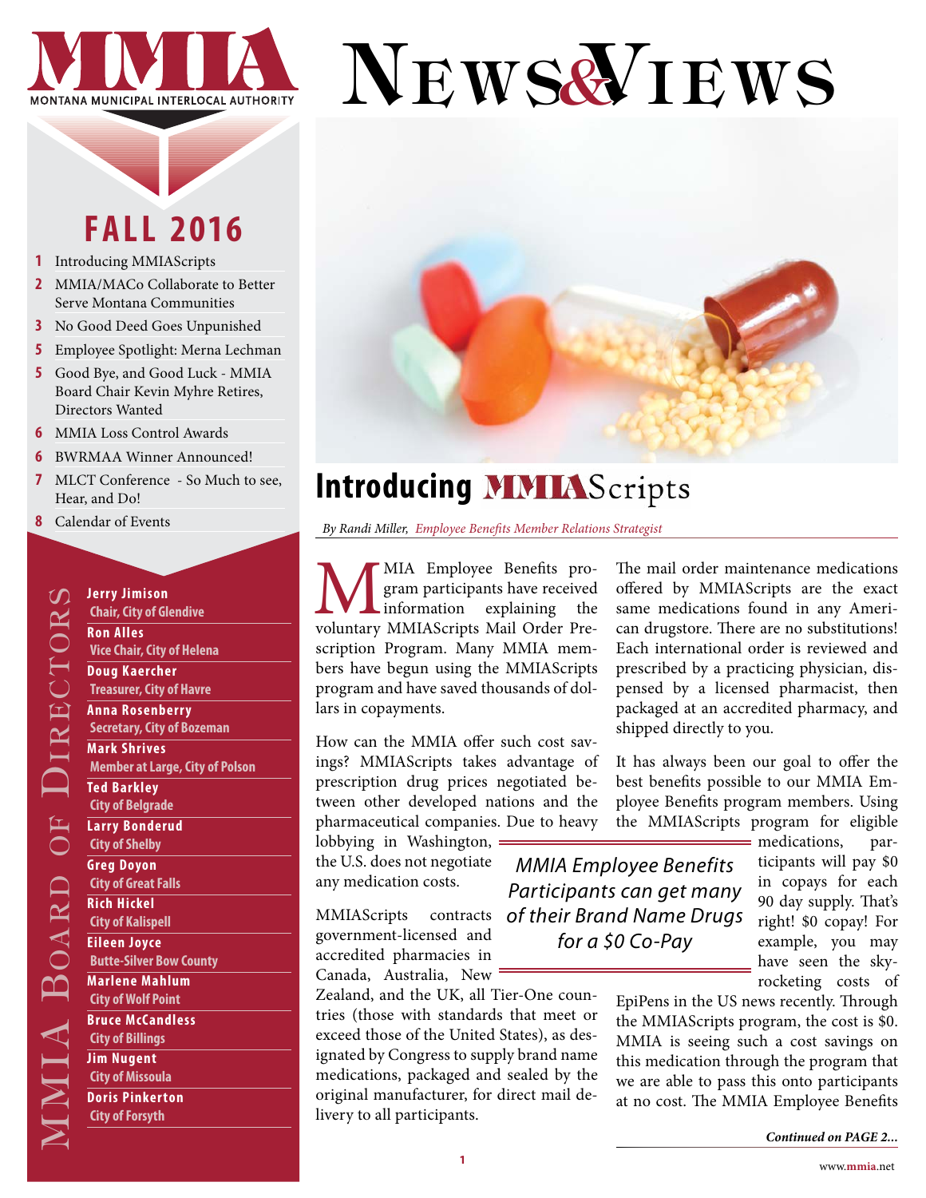# MMIA — Montana Municipal Interlocal Authority

# News & Views

## FALL 2016

1. Introducing MMIAScripts
2. MMIA/MACo Collaborate to Better Serve Montana Communities
3. No Good Deed Goes Unpunished
5. Employee Spotlight: Merna Lechman
5. Good Bye, and Good Luck - MMIA Board Chair Kevin Myhre Retires, Directors Wanted
6. MMIA Loss Control Awards
6. BWRMAA Winner Announced!
7. MLCT Conference - So Much to see, Hear, and Do!
8. Calendar of Events

### MMIA Board of Directors

**Jerry Jimison**
Chair, City of Glendive

**Ron Alles**
Vice Chair, City of Helena

**Doug Kaercher**
Treasurer, City of Havre

**Anna Rosenberry**
Secretary, City of Bozeman

**Mark Shrives**
Member at Large, City of Polson

**Ted Barkley**
City of Belgrade

**Larry Bonderud**
City of Shelby

**Greg Doyon**
City of Great Falls

**Rich Hickel**
City of Kalispell

**Eileen Joyce**
Butte-Silver Bow County

**Marlene Mahlum**
City of Wolf Point

**Bruce McCandless**
City of Billings

**Jim Nugent**
City of Missoula

**Doris Pinkerton**
City of Forsyth

## Introducing MMIAScripts

*By Randi Miller, Employee Benefits Member Relations Strategist*

MMIA Employee Benefits program participants have received information explaining the voluntary MMIAScripts Mail Order Prescription Program. Many MMIA members have begun using the MMIAScripts program and have saved thousands of dollars in copayments.

How can the MMIA offer such cost savings? MMIAScripts takes advantage of prescription drug prices negotiated between other developed nations and the pharmaceutical companies. Due to heavy lobbying in Washington, the U.S. does not negotiate any medication costs.

MMIAScripts contracts government-licensed and accredited pharmacies in Canada, Australia, New Zealand, and the UK, all Tier-One countries (those with standards that meet or exceed those of the United States), as designated by Congress to supply brand name medications, packaged and sealed by the original manufacturer, for direct mail delivery to all participants.

The mail order maintenance medications offered by MMIAScripts are the exact same medications found in any American drugstore. There are no substitutions! Each international order is reviewed and prescribed by a practicing physician, dispensed by a licensed pharmacist, then packaged at an accredited pharmacy, and shipped directly to you.

It has always been our goal to offer the best benefits possible to our MMIA Employee Benefits program members. Using the MMIAScripts program for eligible medications, participants will pay $0 in copays for each 90 day supply. That's right! $0 copay! For example, you may have seen the sky-rocketing costs of EpiPens in the US news recently. Through the MMIAScripts program, the cost is $0. MMIA is seeing such a cost savings on this medication through the program that we are able to pass this onto participants at no cost. The MMIA Employee Benefits

> *MMIA Employee Benefits Participants can get many of their Brand Name Drugs for a $0 Co-Pay*

***Continued on PAGE 2...***

www.mmia.net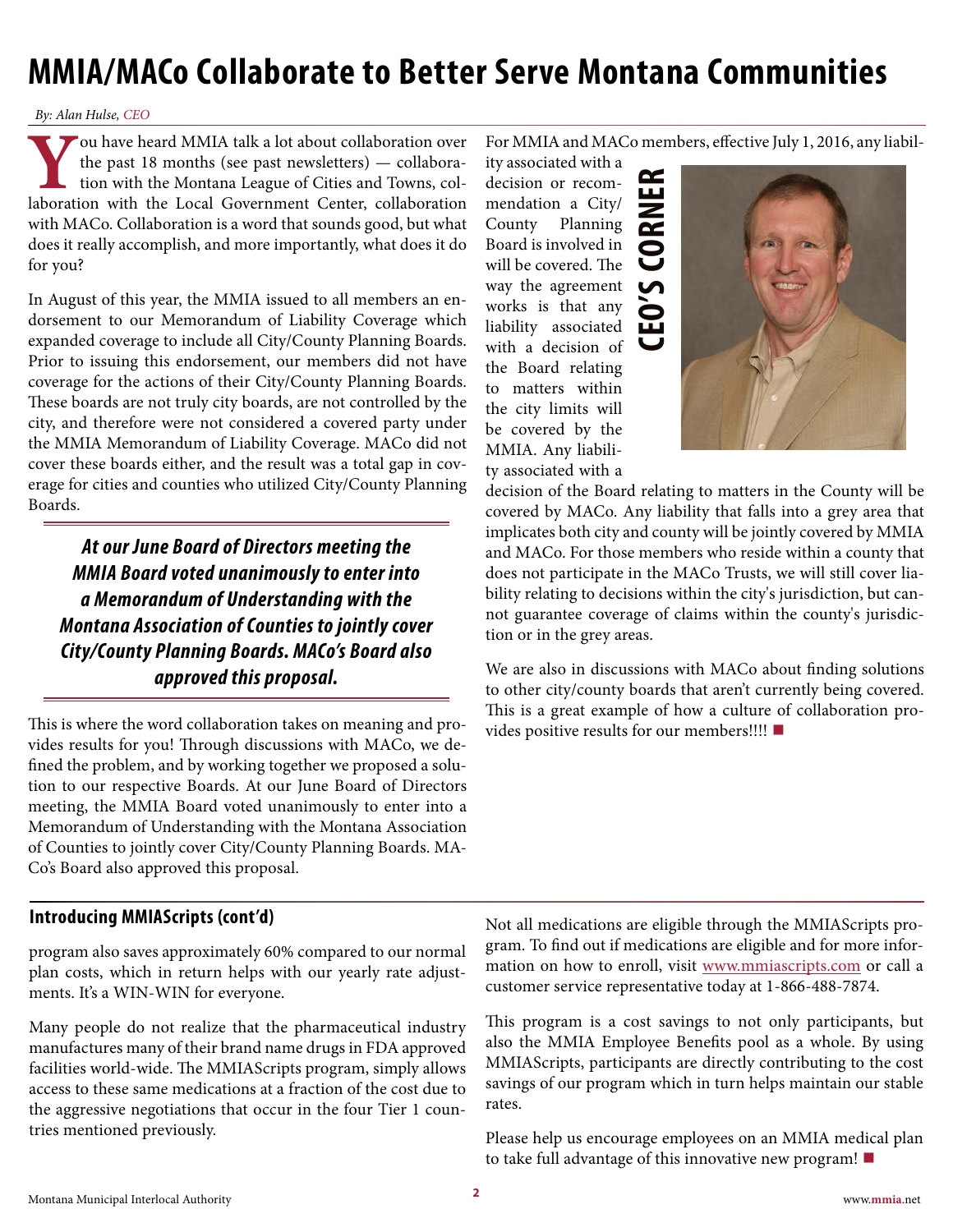# MMIA/MACo Collaborate to Better Serve Montana Communities

*By: Alan Hulse, CEO*

You have heard MMIA talk a lot about collaboration over the past 18 months (see past newsletters) — collaboration with the Montana League of Cities and Towns, collaboration with the Local Government Center, collaboration with MACo. Collaboration is a word that sounds good, but what does it really accomplish, and more importantly, what does it do for you?

In August of this year, the MMIA issued to all members an endorsement to our Memorandum of Liability Coverage which expanded coverage to include all City/County Planning Boards. Prior to issuing this endorsement, our members did not have coverage for the actions of their City/County Planning Boards. These boards are not truly city boards, are not controlled by the city, and therefore were not considered a covered party under the MMIA Memorandum of Liability Coverage. MACo did not cover these boards either, and the result was a total gap in coverage for cities and counties who utilized City/County Planning Boards.

> ***At our June Board of Directors meeting the MMIA Board voted unanimously to enter into a Memorandum of Understanding with the Montana Association of Counties to jointly cover City/County Planning Boards. MACo's Board also approved this proposal.***

This is where the word collaboration takes on meaning and provides results for you! Through discussions with MACo, we defined the problem, and by working together we proposed a solution to our respective Boards. At our June Board of Directors meeting, the MMIA Board voted unanimously to enter into a Memorandum of Understanding with the Montana Association of Counties to jointly cover City/County Planning Boards. MACo's Board also approved this proposal.

**CEO'S CORNER**

For MMIA and MACo members, effective July 1, 2016, any liability associated with a decision or recommendation a City/County Planning Board is involved in will be covered. The way the agreement works is that any liability associated with a decision of the Board relating to matters within the city limits will be covered by the MMIA. Any liability associated with a decision of the Board relating to matters in the County will be covered by MACo. Any liability that falls into a grey area that implicates both city and county will be jointly covered by MMIA and MACo. For those members who reside within a county that does not participate in the MACo Trusts, we will still cover liability relating to decisions within the city's jurisdiction, but cannot guarantee coverage of claims within the county's jurisdiction or in the grey areas.

We are also in discussions with MACo about finding solutions to other city/county boards that aren't currently being covered. This is a great example of how a culture of collaboration provides positive results for our members!!!!

## Introducing MMIAScripts (cont'd)

program also saves approximately 60% compared to our normal plan costs, which in return helps with our yearly rate adjustments. It's a WIN-WIN for everyone.

Many people do not realize that the pharmaceutical industry manufactures many of their brand name drugs in FDA approved facilities world-wide. The MMIAScripts program, simply allows access to these same medications at a fraction of the cost due to the aggressive negotiations that occur in the four Tier 1 countries mentioned previously.

Not all medications are eligible through the MMIAScripts program. To find out if medications are eligible and for more information on how to enroll, visit www.mmiascripts.com or call a customer service representative today at 1-866-488-7874.

This program is a cost savings to not only participants, but also the MMIA Employee Benefits pool as a whole. By using MMIAScripts, participants are directly contributing to the cost savings of our program which in turn helps maintain our stable rates.

Please help us encourage employees on an MMIA medical plan to take full advantage of this innovative new program!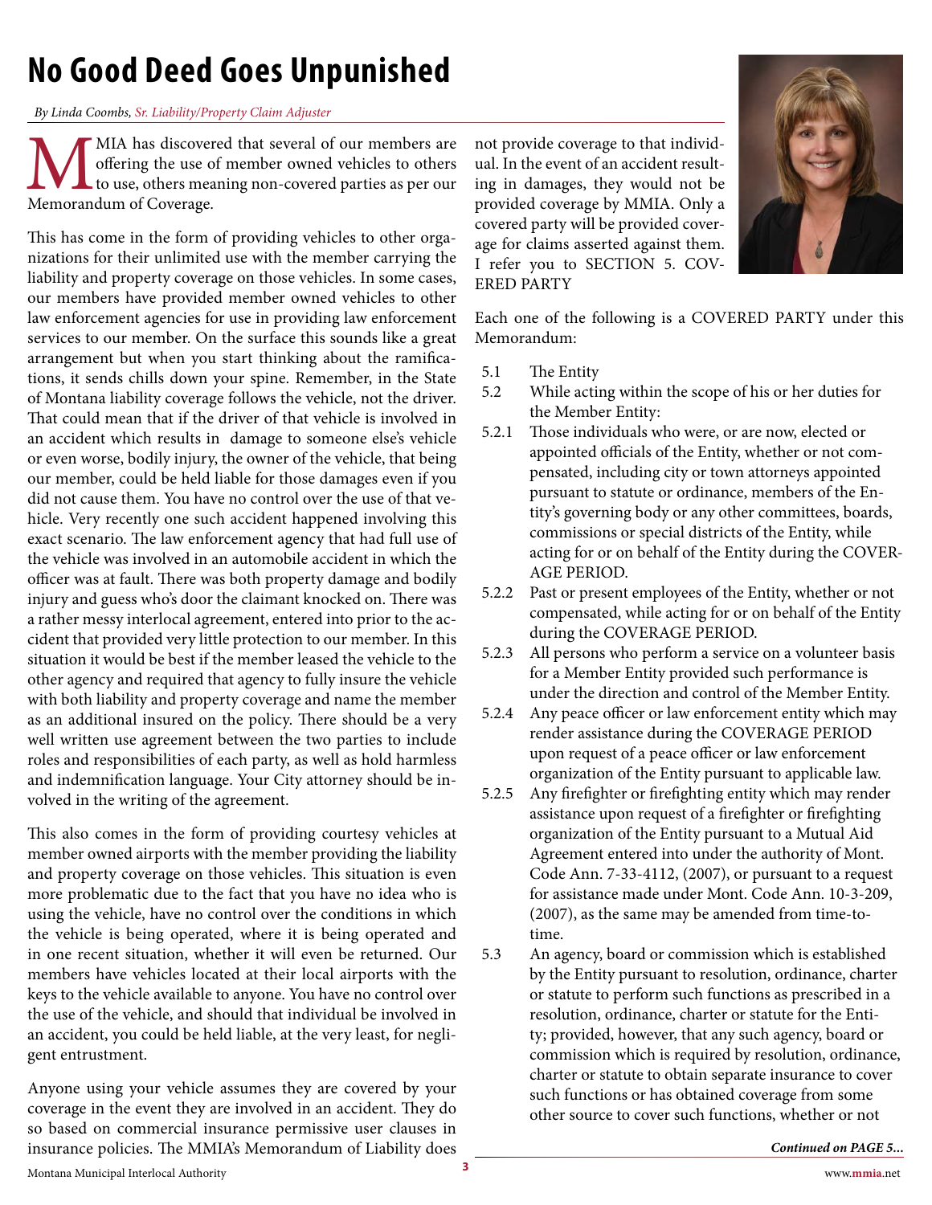# No Good Deed Goes Unpunished

*By Linda Coombs, Sr. Liability/Property Claim Adjuster*

MMIA has discovered that several of our members are offering the use of member owned vehicles to others to use, others meaning non-covered parties as per our Memorandum of Coverage.

This has come in the form of providing vehicles to other organizations for their unlimited use with the member carrying the liability and property coverage on those vehicles. In some cases, our members have provided member owned vehicles to other law enforcement agencies for use in providing law enforcement services to our member. On the surface this sounds like a great arrangement but when you start thinking about the ramifications, it sends chills down your spine. Remember, in the State of Montana liability coverage follows the vehicle, not the driver. That could mean that if the driver of that vehicle is involved in an accident which results in damage to someone else's vehicle or even worse, bodily injury, the owner of the vehicle, that being our member, could be held liable for those damages even if you did not cause them. You have no control over the use of that vehicle. Very recently one such accident happened involving this exact scenario. The law enforcement agency that had full use of the vehicle was involved in an automobile accident in which the officer was at fault. There was both property damage and bodily injury and guess who's door the claimant knocked on. There was a rather messy interlocal agreement, entered into prior to the accident that provided very little protection to our member. In this situation it would be best if the member leased the vehicle to the other agency and required that agency to fully insure the vehicle with both liability and property coverage and name the member as an additional insured on the policy. There should be a very well written use agreement between the two parties to include roles and responsibilities of each party, as well as hold harmless and indemnification language. Your City attorney should be involved in the writing of the agreement.

This also comes in the form of providing courtesy vehicles at member owned airports with the member providing the liability and property coverage on those vehicles. This situation is even more problematic due to the fact that you have no idea who is using the vehicle, have no control over the conditions in which the vehicle is being operated, where it is being operated and in one recent situation, whether it will even be returned. Our members have vehicles located at their local airports with the keys to the vehicle available to anyone. You have no control over the use of the vehicle, and should that individual be involved in an accident, you could be held liable, at the very least, for negligent entrustment.

Anyone using your vehicle assumes they are covered by your coverage in the event they are involved in an accident. They do so based on commercial insurance permissive user clauses in insurance policies. The MMIA's Memorandum of Liability does not provide coverage to that individual. In the event of an accident resulting in damages, they would not be provided coverage by MMIA. Only a covered party will be provided coverage for claims asserted against them. I refer you to SECTION 5. COVERED PARTY

Each one of the following is a COVERED PARTY under this Memorandum:

5.1 The Entity

5.2 While acting within the scope of his or her duties for the Member Entity:

5.2.1 Those individuals who were, or are now, elected or appointed officials of the Entity, whether or not compensated, including city or town attorneys appointed pursuant to statute or ordinance, members of the Entity's governing body or any other committees, boards, commissions or special districts of the Entity, while acting for or on behalf of the Entity during the COVERAGE PERIOD.

5.2.2 Past or present employees of the Entity, whether or not compensated, while acting for or on behalf of the Entity during the COVERAGE PERIOD.

5.2.3 All persons who perform a service on a volunteer basis for a Member Entity provided such performance is under the direction and control of the Member Entity.

5.2.4 Any peace officer or law enforcement entity which may render assistance during the COVERAGE PERIOD upon request of a peace officer or law enforcement organization of the Entity pursuant to applicable law.

5.2.5 Any firefighter or firefighting entity which may render assistance upon request of a firefighter or firefighting organization of the Entity pursuant to a Mutual Aid Agreement entered into under the authority of Mont. Code Ann. 7-33-4112, (2007), or pursuant to a request for assistance made under Mont. Code Ann. 10-3-209, (2007), as the same may be amended from time-to-time.

5.3 An agency, board or commission which is established by the Entity pursuant to resolution, ordinance, charter or statute to perform such functions as prescribed in a resolution, ordinance, charter or statute for the Entity; provided, however, that any such agency, board or commission which is required by resolution, ordinance, charter or statute to obtain separate insurance to cover such functions or has obtained coverage from some other source to cover such functions, whether or not

*Continued on PAGE 5...*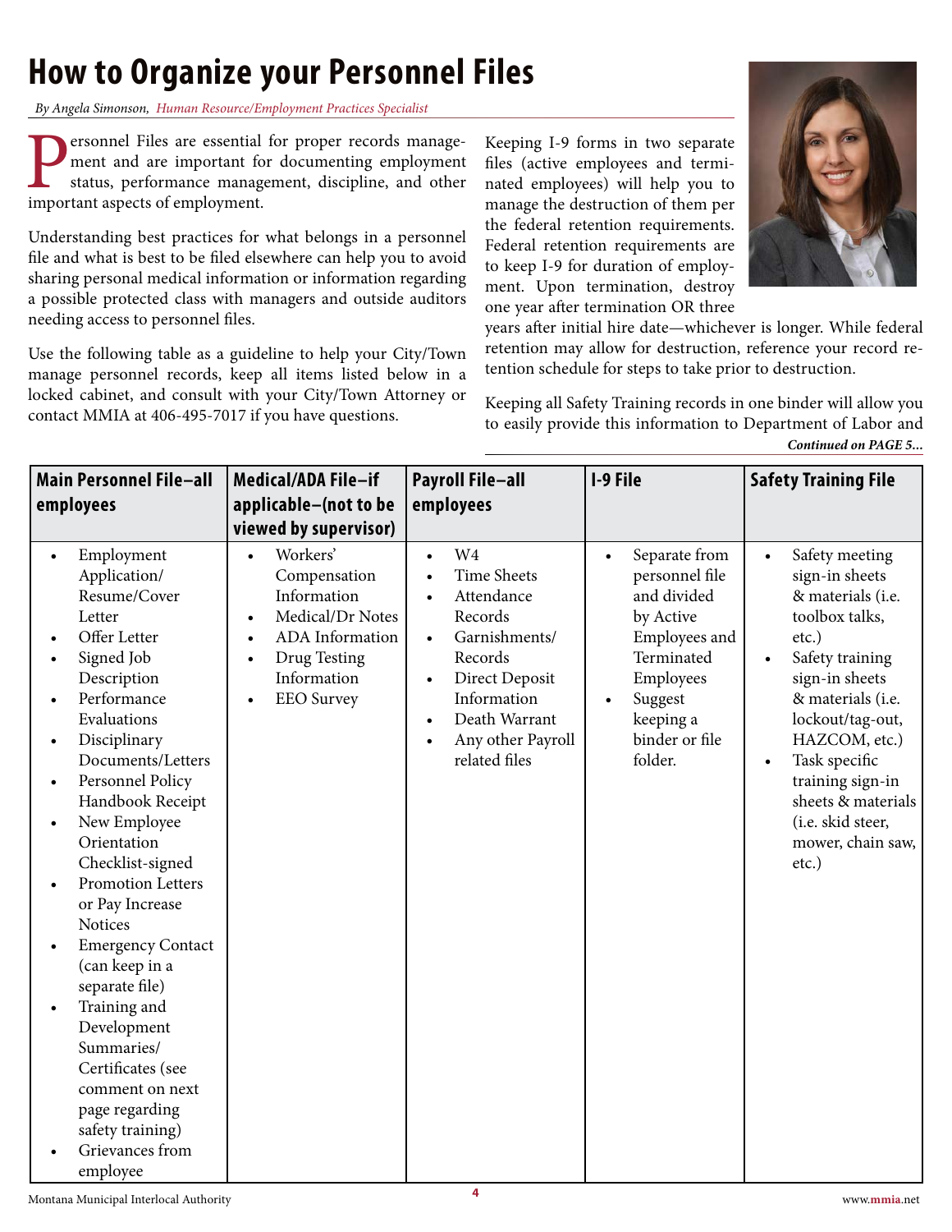# How to Organize your Personnel Files

*By Angela Simonson, Human Resource/Employment Practices Specialist*

Personnel Files are essential for proper records management and are important for documenting employment status, performance management, discipline, and other important aspects of employment.

Understanding best practices for what belongs in a personnel file and what is best to be filed elsewhere can help you to avoid sharing personal medical information or information regarding a possible protected class with managers and outside auditors needing access to personnel files.

Use the following table as a guideline to help your City/Town manage personnel records, keep all items listed below in a locked cabinet, and consult with your City/Town Attorney or contact MMIA at 406-495-7017 if you have questions.

Keeping I-9 forms in two separate files (active employees and terminated employees) will help you to manage the destruction of them per the federal retention requirements. Federal retention requirements are to keep I-9 for duration of employment. Upon termination, destroy one year after termination OR three years after initial hire date—whichever is longer. While federal retention may allow for destruction, reference your record retention schedule for steps to take prior to destruction.

Keeping all Safety Training records in one binder will allow you to easily provide this information to Department of Labor and

*Continued on PAGE 5...*

| Main Personnel File–all employees | Medical/ADA File–if applicable–(not to be viewed by supervisor) | Payroll File–all employees | I-9 File | Safety Training File |
|---|---|---|---|---|
| • Employment Application/Resume/Cover Letter<br>• Offer Letter<br>• Signed Job Description<br>• Performance Evaluations<br>• Disciplinary Documents/Letters<br>• Personnel Policy Handbook Receipt<br>• New Employee Orientation Checklist-signed<br>• Promotion Letters or Pay Increase Notices<br>• Emergency Contact (can keep in a separate file)<br>• Training and Development Summaries/Certificates (see comment on next page regarding safety training)<br>• Grievances from employee | • Workers' Compensation Information<br>• Medical/Dr Notes<br>• ADA Information<br>• Drug Testing Information<br>• EEO Survey | • W4<br>• Time Sheets<br>• Attendance Records<br>• Garnishments/Records<br>• Direct Deposit Information<br>• Death Warrant<br>• Any other Payroll related files | • Separate from personnel file and divided by Active Employees and Terminated Employees<br>• Suggest keeping a binder or file folder. | • Safety meeting sign-in sheets & materials (i.e. toolbox talks, etc.)<br>• Safety training sign-in sheets & materials (i.e. lockout/tag-out, HAZCOM, etc.)<br>• Task specific training sign-in sheets & materials (i.e. skid steer, mower, chain saw, etc.) |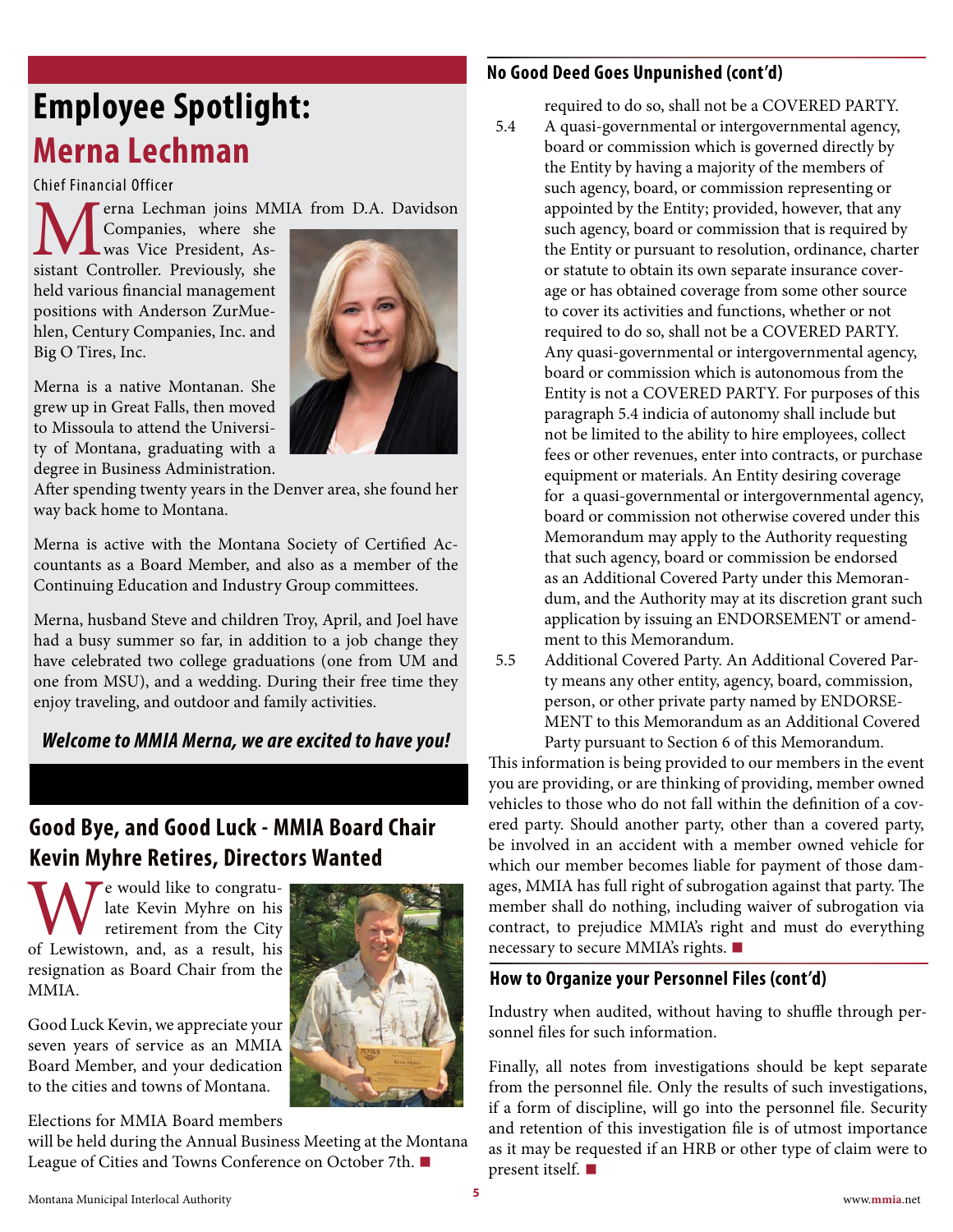# Employee Spotlight: Merna Lechman

Chief Financial Officer

Merna Lechman joins MMIA from D.A. Davidson Companies, where she was Vice President, Assistant Controller. Previously, she held various financial management positions with Anderson ZurMuehlen, Century Companies, Inc. and Big O Tires, Inc.

Merna is a native Montanan. She grew up in Great Falls, then moved to Missoula to attend the University of Montana, graduating with a degree in Business Administration. After spending twenty years in the Denver area, she found her way back home to Montana.

Merna is active with the Montana Society of Certified Accountants as a Board Member, and also as a member of the Continuing Education and Industry Group committees.

Merna, husband Steve and children Troy, April, and Joel have had a busy summer so far, in addition to a job change they have celebrated two college graduations (one from UM and one from MSU), and a wedding. During their free time they enjoy traveling, and outdoor and family activities.

***Welcome to MMIA Merna, we are excited to have you!***

## Good Bye, and Good Luck - MMIA Board Chair Kevin Myhre Retires, Directors Wanted

We would like to congratulate Kevin Myhre on his retirement from the City of Lewistown, and, as a result, his resignation as Board Chair from the MMIA.

Good Luck Kevin, we appreciate your seven years of service as an MMIA Board Member, and your dedication to the cities and towns of Montana.

Elections for MMIA Board members will be held during the Annual Business Meeting at the Montana League of Cities and Towns Conference on October 7th. ■

## No Good Deed Goes Unpunished (cont'd)

required to do so, shall not be a COVERED PARTY.

5.4 A quasi-governmental or intergovernmental agency, board or commission which is governed directly by the Entity by having a majority of the members of such agency, board, or commission representing or appointed by the Entity; provided, however, that any such agency, board or commission that is required by the Entity or pursuant to resolution, ordinance, charter or statute to obtain its own separate insurance coverage or has obtained coverage from some other source to cover its activities and functions, whether or not required to do so, shall not be a COVERED PARTY. Any quasi-governmental or intergovernmental agency, board or commission which is autonomous from the Entity is not a COVERED PARTY. For purposes of this paragraph 5.4 indicia of autonomy shall include but not be limited to the ability to hire employees, collect fees or other revenues, enter into contracts, or purchase equipment or materials. An Entity desiring coverage for a quasi-governmental or intergovernmental agency, board or commission not otherwise covered under this Memorandum may apply to the Authority requesting that such agency, board or commission be endorsed as an Additional Covered Party under this Memorandum, and the Authority may at its discretion grant such application by issuing an ENDORSEMENT or amendment to this Memorandum.

5.5 Additional Covered Party. An Additional Covered Party means any other entity, agency, board, commission, person, or other private party named by ENDORSEMENT to this Memorandum as an Additional Covered Party pursuant to Section 6 of this Memorandum.

This information is being provided to our members in the event you are providing, or are thinking of providing, member owned vehicles to those who do not fall within the definition of a covered party. Should another party, other than a covered party, be involved in an accident with a member owned vehicle for which our member becomes liable for payment of those damages, MMIA has full right of subrogation against that party. The member shall do nothing, including waiver of subrogation via contract, to prejudice MMIA's right and must do everything necessary to secure MMIA's rights. ■

## How to Organize your Personnel Files (cont'd)

Industry when audited, without having to shuffle through personnel files for such information.

Finally, all notes from investigations should be kept separate from the personnel file. Only the results of such investigations, if a form of discipline, will go into the personnel file. Security and retention of this investigation file is of utmost importance as it may be requested if an HRB or other type of claim were to present itself. ■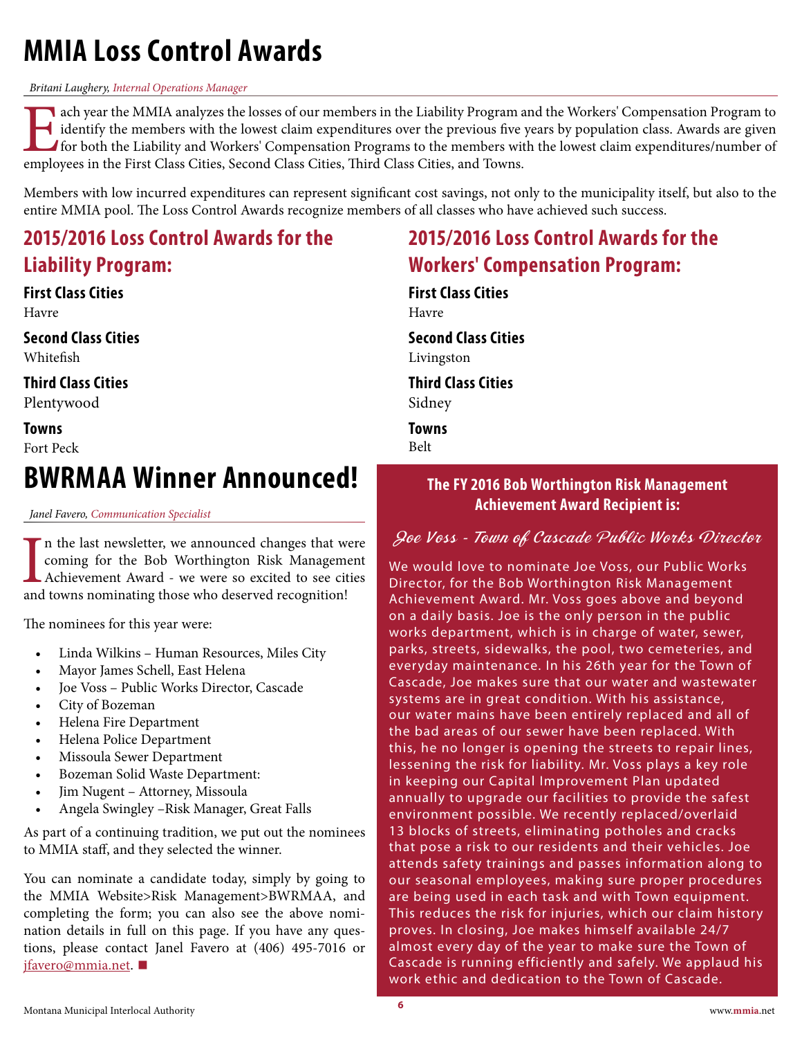# MMIA Loss Control Awards

*Britani Laughery, Internal Operations Manager*

Each year the MMIA analyzes the losses of our members in the Liability Program and the Workers' Compensation Program to identify the members with the lowest claim expenditures over the previous five years by population class. Awards are given for both the Liability and Workers' Compensation Programs to the members with the lowest claim expenditures/number of employees in the First Class Cities, Second Class Cities, Third Class Cities, and Towns.

Members with low incurred expenditures can represent significant cost savings, not only to the municipality itself, but also to the entire MMIA pool. The Loss Control Awards recognize members of all classes who have achieved such success.

## 2015/2016 Loss Control Awards for the Liability Program:

**First Class Cities**
Havre

**Second Class Cities**
Whitefish

**Third Class Cities**
Plentywood

**Towns**
Fort Peck

## 2015/2016 Loss Control Awards for the Workers' Compensation Program:

**First Class Cities**
Havre

**Second Class Cities**
Livingston

**Third Class Cities**
Sidney

**Towns**
Belt

# BWRMAA Winner Announced!

*Janel Favero, Communication Specialist*

In the last newsletter, we announced changes that were coming for the Bob Worthington Risk Management Achievement Award - we were so excited to see cities and towns nominating those who deserved recognition!

The nominees for this year were:

- Linda Wilkins – Human Resources, Miles City
- Mayor James Schell, East Helena
- Joe Voss – Public Works Director, Cascade
- City of Bozeman
- Helena Fire Department
- Helena Police Department
- Missoula Sewer Department
- Bozeman Solid Waste Department:
- Jim Nugent – Attorney, Missoula
- Angela Swingley –Risk Manager, Great Falls

As part of a continuing tradition, we put out the nominees to MMIA staff, and they selected the winner.

You can nominate a candidate today, simply by going to the MMIA Website>Risk Management>BWRMAA, and completing the form; you can also see the above nomination details in full on this page. If you have any questions, please contact Janel Favero at (406) 495-7016 or jfavero@mmia.net. ■

### The FY 2016 Bob Worthington Risk Management Achievement Award Recipient is:

*Joe Voss - Town of Cascade Public Works Director*

We would love to nominate Joe Voss, our Public Works Director, for the Bob Worthington Risk Management Achievement Award. Mr. Voss goes above and beyond on a daily basis. Joe is the only person in the public works department, which is in charge of water, sewer, parks, streets, sidewalks, the pool, two cemeteries, and everyday maintenance. In his 26th year for the Town of Cascade, Joe makes sure that our water and wastewater systems are in great condition. With his assistance, our water mains have been entirely replaced and all of the bad areas of our sewer have been replaced. With this, he no longer is opening the streets to repair lines, lessening the risk for liability. Mr. Voss plays a key role in keeping our Capital Improvement Plan updated annually to upgrade our facilities to provide the safest environment possible. We recently replaced/overlaid 13 blocks of streets, eliminating potholes and cracks that pose a risk to our residents and their vehicles. Joe attends safety trainings and passes information along to our seasonal employees, making sure proper procedures are being used in each task and with Town equipment. This reduces the risk for injuries, which our claim history proves. In closing, Joe makes himself available 24/7 almost every day of the year to make sure the Town of Cascade is running efficiently and safely. We applaud his work ethic and dedication to the Town of Cascade.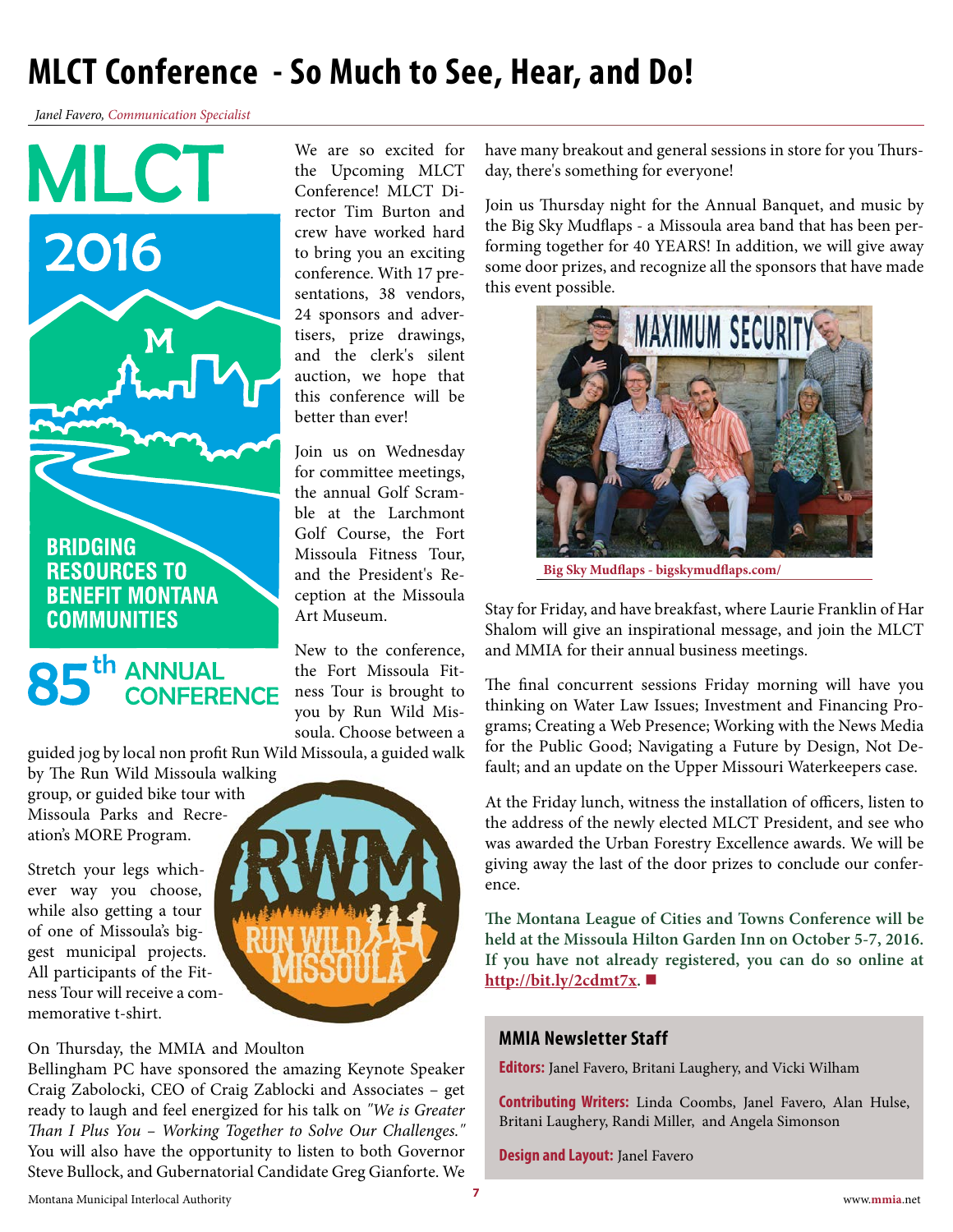# MLCT Conference - So Much to See, Hear, and Do!

*Janel Favero, Communication Specialist*

MLCT 2016

BRIDGING RESOURCES TO BENEFIT MONTANA COMMUNITIES

85th ANNUAL CONFERENCE

We are so excited for the Upcoming MLCT Conference! MLCT Director Tim Burton and crew have worked hard to bring you an exciting conference. With 17 presentations, 38 vendors, 24 sponsors and advertisers, prize drawings, and the clerk's silent auction, we hope that this conference will be better than ever!

Join us on Wednesday for committee meetings, the annual Golf Scramble at the Larchmont Golf Course, the Fort Missoula Fitness Tour, and the President's Reception at the Missoula Art Museum.

New to the conference, the Fort Missoula Fitness Tour is brought to you by Run Wild Missoula. Choose between a guided jog by local non profit Run Wild Missoula, a guided walk by The Run Wild Missoula walking group, or guided bike tour with Missoula Parks and Recreation's MORE Program.

Stretch your legs whichever way you choose, while also getting a tour of one of Missoula's biggest municipal projects. All participants of the Fitness Tour will receive a commemorative t-shirt.

On Thursday, the MMIA and Moulton Bellingham PC have sponsored the amazing Keynote Speaker Craig Zabolocki, CEO of Craig Zablocki and Associates – get ready to laugh and feel energized for his talk on *"We is Greater Than I Plus You – Working Together to Solve Our Challenges."* You will also have the opportunity to listen to both Governor Steve Bullock, and Gubernatorial Candidate Greg Gianforte. We have many breakout and general sessions in store for you Thursday, there's something for everyone!

Join us Thursday night for the Annual Banquet, and music by the Big Sky Mudflaps - a Missoula area band that has been performing together for 40 YEARS! In addition, we will give away some door prizes, and recognize all the sponsors that have made this event possible.

**Big Sky Mudflaps - bigskymudflaps.com/**

Stay for Friday, and have breakfast, where Laurie Franklin of Har Shalom will give an inspirational message, and join the MLCT and MMIA for their annual business meetings.

The final concurrent sessions Friday morning will have you thinking on Water Law Issues; Investment and Financing Programs; Creating a Web Presence; Working with the News Media for the Public Good; Navigating a Future by Design, Not Default; and an update on the Upper Missouri Waterkeepers case.

At the Friday lunch, witness the installation of officers, listen to the address of the newly elected MLCT President, and see who was awarded the Urban Forestry Excellence awards. We will be giving away the last of the door prizes to conclude our conference.

**The Montana League of Cities and Towns Conference will be held at the Missoula Hilton Garden Inn on October 5-7, 2016. If you have not already registered, you can do so online at http://bit.ly/2cdmt7x.** ■

## MMIA Newsletter Staff

**Editors:** Janel Favero, Britani Laughery, and Vicki Wilham

**Contributing Writers:** Linda Coombs, Janel Favero, Alan Hulse, Britani Laughery, Randi Miller, and Angela Simonson

**Design and Layout:** Janel Favero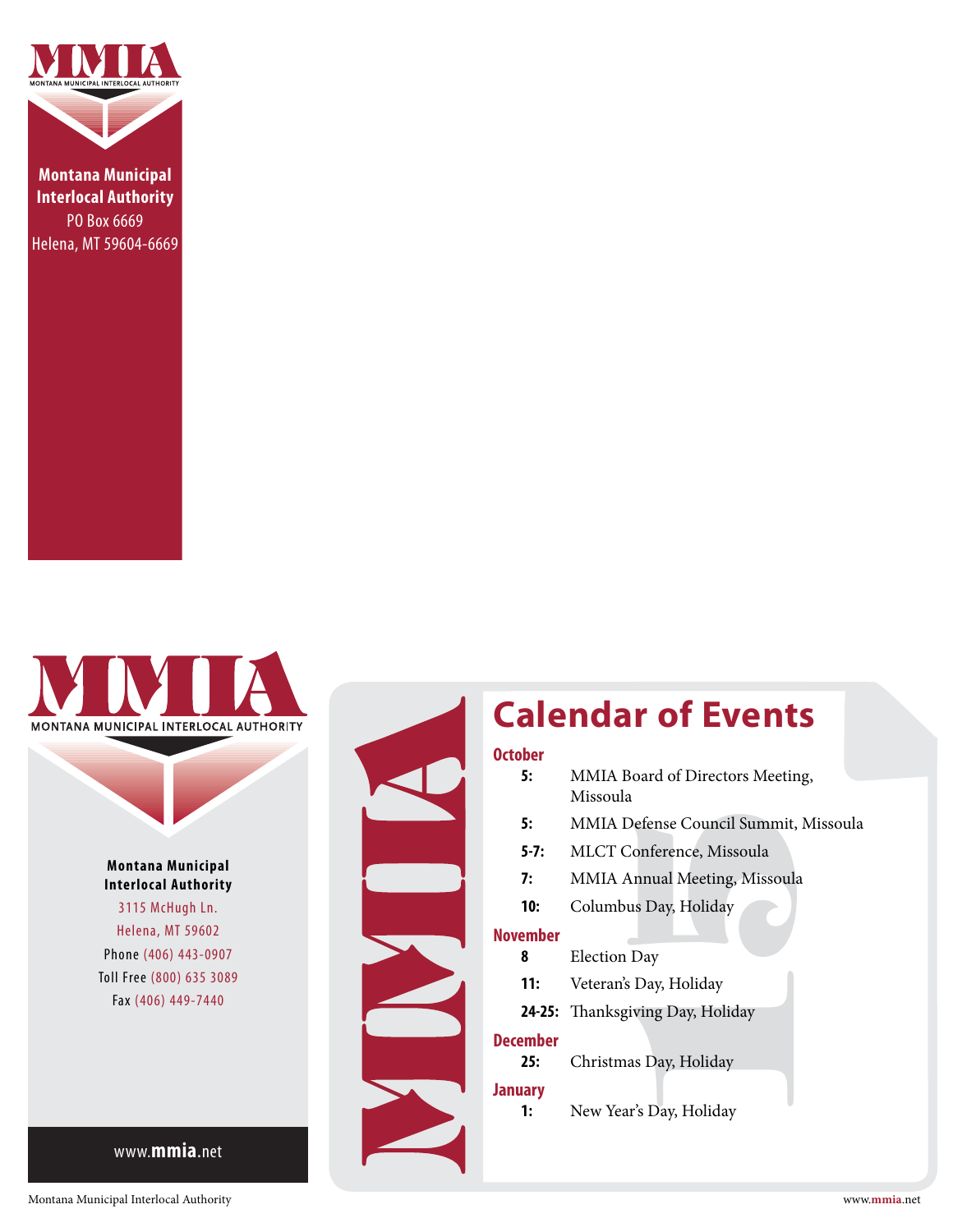MMIA
MONTANA MUNICIPAL INTERLOCAL AUTHORITY

**Montana Municipal Interlocal Authority**
PO Box 6669
Helena, MT 59604-6669

MMIA
MONTANA MUNICIPAL INTERLOCAL AUTHORITY

**Montana Municipal Interlocal Authority**
3115 McHugh Ln.
Helena, MT 59602
Phone (406) 443-0907
Toll Free (800) 635 3089
Fax (406) 449-7440

www.**mmia**.net

# Calendar of Events

## October

- **5:** MMIA Board of Directors Meeting, Missoula
- **5:** MMIA Defense Council Summit, Missoula
- **5-7:** MLCT Conference, Missoula
- **7:** MMIA Annual Meeting, Missoula
- **10:** Columbus Day, Holiday

## November

- **8** Election Day
- **11:** Veteran's Day, Holiday
- **24-25:** Thanksgiving Day, Holiday

## December

- **25:** Christmas Day, Holiday

## January

- **1:** New Year's Day, Holiday